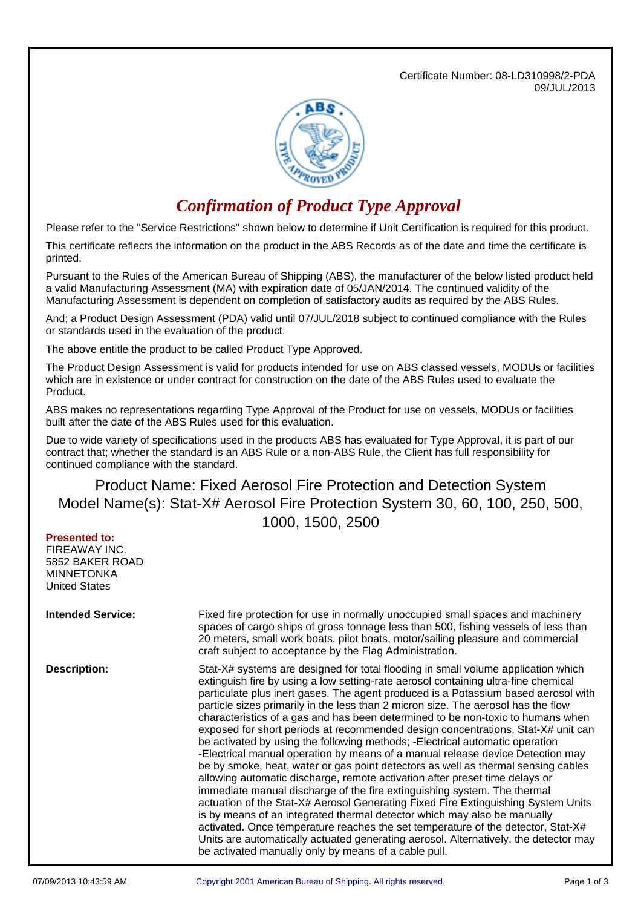Certificate Number: 08-LD310998/2-PDA
09/JUL/2013

# *Confirmation of Product Type Approval*

Please refer to the "Service Restrictions" shown below to determine if Unit Certification is required for this product.

This certificate reflects the information on the product in the ABS Records as of the date and time the certificate is printed.

Pursuant to the Rules of the American Bureau of Shipping (ABS), the manufacturer of the below listed product held a valid Manufacturing Assessment (MA) with expiration date of 05/JAN/2014. The continued validity of the Manufacturing Assessment is dependent on completion of satisfactory audits as required by the ABS Rules.

And; a Product Design Assessment (PDA) valid until 07/JUL/2018 subject to continued compliance with the Rules or standards used in the evaluation of the product.

The above entitle the product to be called Product Type Approved.

The Product Design Assessment is valid for products intended for use on ABS classed vessels, MODUs or facilities which are in existence or under contract for construction on the date of the ABS Rules used to evaluate the Product.

ABS makes no representations regarding Type Approval of the Product for use on vessels, MODUs or facilities built after the date of the ABS Rules used for this evaluation.

Due to wide variety of specifications used in the products ABS has evaluated for Type Approval, it is part of our contract that; whether the standard is an ABS Rule or a non-ABS Rule, the Client has full responsibility for continued compliance with the standard.

## Product Name: Fixed Aerosol Fire Protection and Detection System
## Model Name(s): Stat-X# Aerosol Fire Protection System 30, 60, 100, 250, 500, 1000, 1500, 2500

**Presented to:**
FIREAWAY INC.
5852 BAKER ROAD
MINNETONKA
United States

**Intended Service:** Fixed fire protection for use in normally unoccupied small spaces and machinery spaces of cargo ships of gross tonnage less than 500, fishing vessels of less than 20 meters, small work boats, pilot boats, motor/sailing pleasure and commercial craft subject to acceptance by the Flag Administration.

**Description:** Stat-X# systems are designed for total flooding in small volume application which extinguish fire by using a low setting-rate aerosol containing ultra-fine chemical particulate plus inert gases. The agent produced is a Potassium based aerosol with particle sizes primarily in the less than 2 micron size. The aerosol has the flow characteristics of a gas and has been determined to be non-toxic to humans when exposed for short periods at recommended design concentrations. Stat-X# unit can be activated by using the following methods; -Electrical automatic operation -Electrical manual operation by means of a manual release device Detection may be by smoke, heat, water or gas point detectors as well as thermal sensing cables allowing automatic discharge, remote activation after preset time delays or immediate manual discharge of the fire extinguishing system. The thermal actuation of the Stat-X# Aerosol Generating Fixed Fire Extinguishing System Units is by means of an integrated thermal detector which may also be manually activated. Once temperature reaches the set temperature of the detector, Stat-X# Units are automatically actuated generating aerosol. Alternatively, the detector may be activated manually only by means of a cable pull.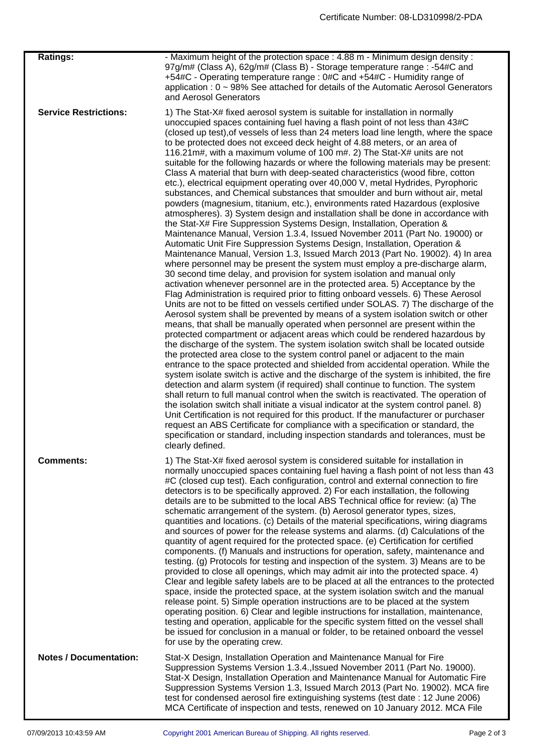| | |
|---|---|
| **Ratings:** | - Maximum height of the protection space : 4.88 m - Minimum design density : 97g/m# (Class A), 62g/m# (Class B) - Storage temperature range : -54#C and +54#C - Operating temperature range : 0#C and +54#C - Humidity range of application : 0 ~ 98% See attached for details of the Automatic Aerosol Generators and Aerosol Generators |
| **Service Restrictions:** | 1) The Stat-X# fixed aerosol system is suitable for installation in normally unoccupied spaces containing fuel having a flash point of not less than 43#C (closed up test),of vessels of less than 24 meters load line length, where the space to be protected does not exceed deck height of 4.88 meters, or an area of 116.21m#, with a maximum volume of 100 m#. 2) The Stat-X# units are not suitable for the following hazards or where the following materials may be present: Class A material that burn with deep-seated characteristics (wood fibre, cotton etc.), electrical equipment operating over 40,000 V, metal Hydrides, Pyrophoric substances, and Chemical substances that smoulder and burn without air, metal powders (magnesium, titanium, etc.), environments rated Hazardous (explosive atmospheres). 3) System design and installation shall be done in accordance with the Stat-X# Fire Suppression Systems Design, Installation, Operation & Maintenance Manual, Version 1.3.4, Issued November 2011 (Part No. 19000) or Automatic Unit Fire Suppression Systems Design, Installation, Operation & Maintenance Manual, Version 1.3, Issued March 2013 (Part No. 19002). 4) In area where personnel may be present the system must employ a pre-discharge alarm, 30 second time delay, and provision for system isolation and manual only activation whenever personnel are in the protected area. 5) Acceptance by the Flag Administration is required prior to fitting onboard vessels. 6) These Aerosol Units are not to be fitted on vessels certified under SOLAS. 7) The discharge of the Aerosol system shall be prevented by means of a system isolation switch or other means, that shall be manually operated when personnel are present within the protected compartment or adjacent areas which could be rendered hazardous by the discharge of the system. The system isolation switch shall be located outside the protected area close to the system control panel or adjacent to the main entrance to the space protected and shielded from accidental operation. While the system isolate switch is active and the discharge of the system is inhibited, the fire detection and alarm system (if required) shall continue to function. The system shall return to full manual control when the switch is reactivated. The operation of the isolation switch shall initiate a visual indicator at the system control panel. 8) Unit Certification is not required for this product. If the manufacturer or purchaser request an ABS Certificate for compliance with a specification or standard, the specification or standard, including inspection standards and tolerances, must be clearly defined. |
| **Comments:** | 1) The Stat-X# fixed aerosol system is considered suitable for installation in normally unoccupied spaces containing fuel having a flash point of not less than 43 #C (closed cup test). Each configuration, control and external connection to fire detectors is to be specifically approved. 2) For each installation, the following details are to be submitted to the local ABS Technical office for review: (a) The schematic arrangement of the system. (b) Aerosol generator types, sizes, quantities and locations. (c) Details of the material specifications, wiring diagrams and sources of power for the release systems and alarms. (d) Calculations of the quantity of agent required for the protected space. (e) Certification for certified components. (f) Manuals and instructions for operation, safety, maintenance and testing. (g) Protocols for testing and inspection of the system. 3) Means are to be provided to close all openings, which may admit air into the protected space. 4) Clear and legible safety labels are to be placed at all the entrances to the protected space, inside the protected space, at the system isolation switch and the manual release point. 5) Simple operation instructions are to be placed at the system operating position. 6) Clear and legible instructions for installation, maintenance, testing and operation, applicable for the specific system fitted on the vessel shall be issued for conclusion in a manual or folder, to be retained onboard the vessel for use by the operating crew. |
| **Notes / Documentation:** | Stat-X Design, Installation Operation and Maintenance Manual for Fire Suppression Systems Version 1.3.4.,Issued November 2011 (Part No. 19000). Stat-X Design, Installation Operation and Maintenance Manual for Automatic Fire Suppression Systems Version 1.3, Issued March 2013 (Part No. 19002). MCA fire test for condensed aerosol fire extinguishing systems (test date : 12 June 2006) MCA Certificate of inspection and tests, renewed on 10 January 2012. MCA File |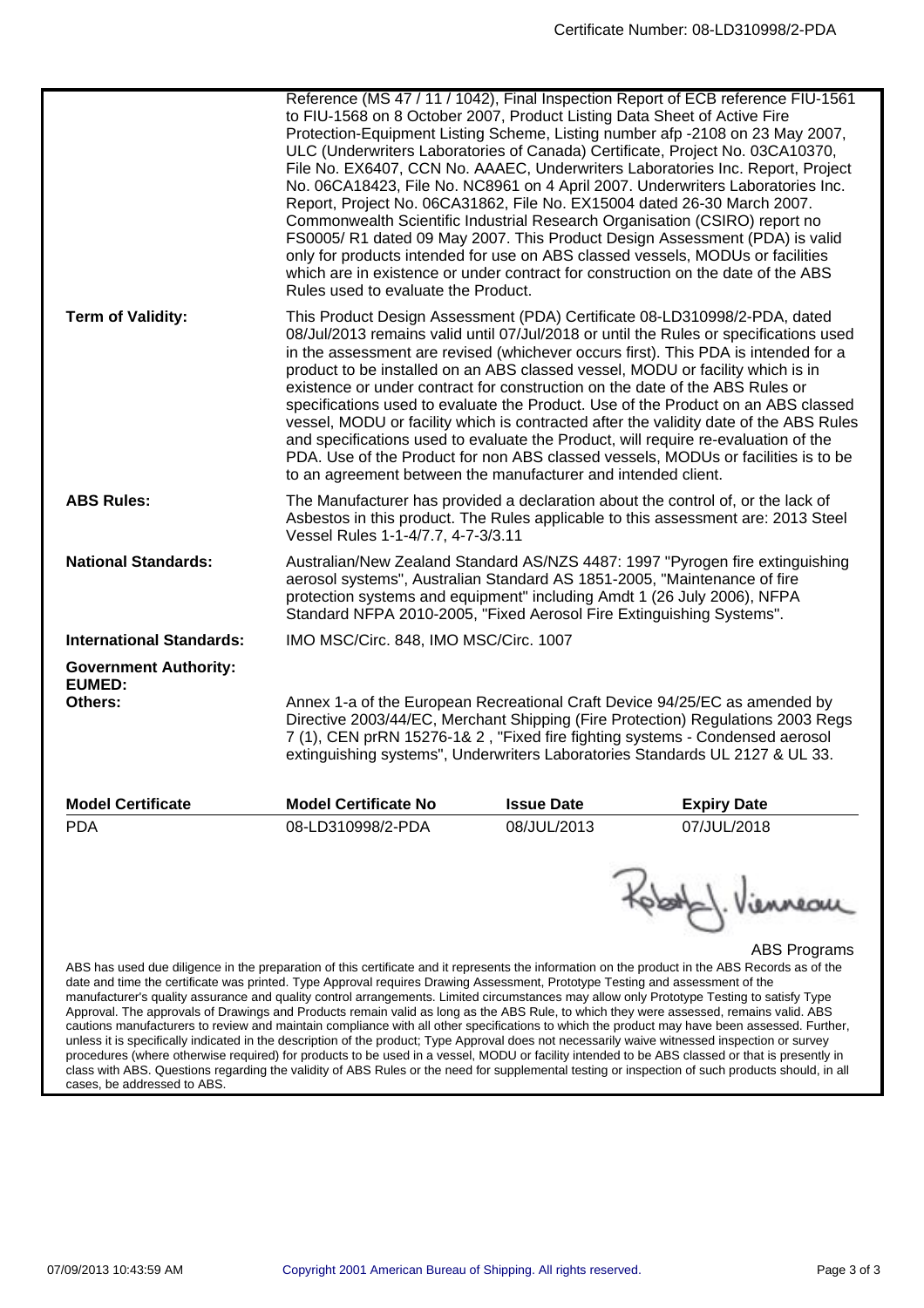Certificate Number: 08-LD310998/2-PDA

| | |
|---|---|
| | Reference (MS 47 / 11 / 1042), Final Inspection Report of ECB reference FIU-1561 to FIU-1568 on 8 October 2007, Product Listing Data Sheet of Active Fire Protection-Equipment Listing Scheme, Listing number afp -2108 on 23 May 2007, ULC (Underwriters Laboratories of Canada) Certificate, Project No. 03CA10370, File No. EX6407, CCN No. AAAEC, Underwriters Laboratories Inc. Report, Project No. 06CA18423, File No. NC8961 on 4 April 2007. Underwriters Laboratories Inc. Report, Project No. 06CA31862, File No. EX15004 dated 26-30 March 2007. Commonwealth Scientific Industrial Research Organisation (CSIRO) report no FS0005/ R1 dated 09 May 2007. This Product Design Assessment (PDA) is valid only for products intended for use on ABS classed vessels, MODUs or facilities which are in existence or under contract for construction on the date of the ABS Rules used to evaluate the Product. |
| **Term of Validity:** | This Product Design Assessment (PDA) Certificate 08-LD310998/2-PDA, dated 08/Jul/2013 remains valid until 07/Jul/2018 or until the Rules or specifications used in the assessment are revised (whichever occurs first). This PDA is intended for a product to be installed on an ABS classed vessel, MODU or facility which is in existence or under contract for construction on the date of the ABS Rules or specifications used to evaluate the Product. Use of the Product on an ABS classed vessel, MODU or facility which is contracted after the validity date of the ABS Rules and specifications used to evaluate the Product, will require re-evaluation of the PDA. Use of the Product for non ABS classed vessels, MODUs or facilities is to be to an agreement between the manufacturer and intended client. |
| **ABS Rules:** | The Manufacturer has provided a declaration about the control of, or the lack of Asbestos in this product. The Rules applicable to this assessment are: 2013 Steel Vessel Rules 1-1-4/7.7, 4-7-3/3.11 |
| **National Standards:** | Australian/New Zealand Standard AS/NZS 4487: 1997 "Pyrogen fire extinguishing aerosol systems", Australian Standard AS 1851-2005, "Maintenance of fire protection systems and equipment" including Amdt 1 (26 July 2006), NFPA Standard NFPA 2010-2005, "Fixed Aerosol Fire Extinguishing Systems". |
| **International Standards:** | IMO MSC/Circ. 848, IMO MSC/Circ. 1007 |
| **Government Authority:** | |
| **EUMED:** | |
| **Others:** | Annex 1-a of the European Recreational Craft Device 94/25/EC as amended by Directive 2003/44/EC, Merchant Shipping (Fire Protection) Regulations 2003 Regs 7 (1), CEN prRN 15276-1& 2 , "Fixed fire fighting systems - Condensed aerosol extinguishing systems", Underwriters Laboratories Standards UL 2127 & UL 33. |

| Model Certificate | Model Certificate No | Issue Date | Expiry Date |
|---|---|---|---|
| PDA | 08-LD310998/2-PDA | 08/JUL/2013 | 07/JUL/2018 |

Robert J. Vienneau

ABS Programs

ABS has used due diligence in the preparation of this certificate and it represents the information on the product in the ABS Records as of the date and time the certificate was printed. Type Approval requires Drawing Assessment, Prototype Testing and assessment of the manufacturer's quality assurance and quality control arrangements. Limited circumstances may allow only Prototype Testing to satisfy Type Approval. The approvals of Drawings and Products remain valid as long as the ABS Rule, to which they were assessed, remains valid. ABS cautions manufacturers to review and maintain compliance with all other specifications to which the product may have been assessed. Further, unless it is specifically indicated in the description of the product; Type Approval does not necessarily waive witnessed inspection or survey procedures (where otherwise required) for products to be used in a vessel, MODU or facility intended to be ABS classed or that is presently in class with ABS. Questions regarding the validity of ABS Rules or the need for supplemental testing or inspection of such products should, in all cases, be addressed to ABS.

07/09/2013 10:43:59 AM Copyright 2001 American Bureau of Shipping. All rights reserved.